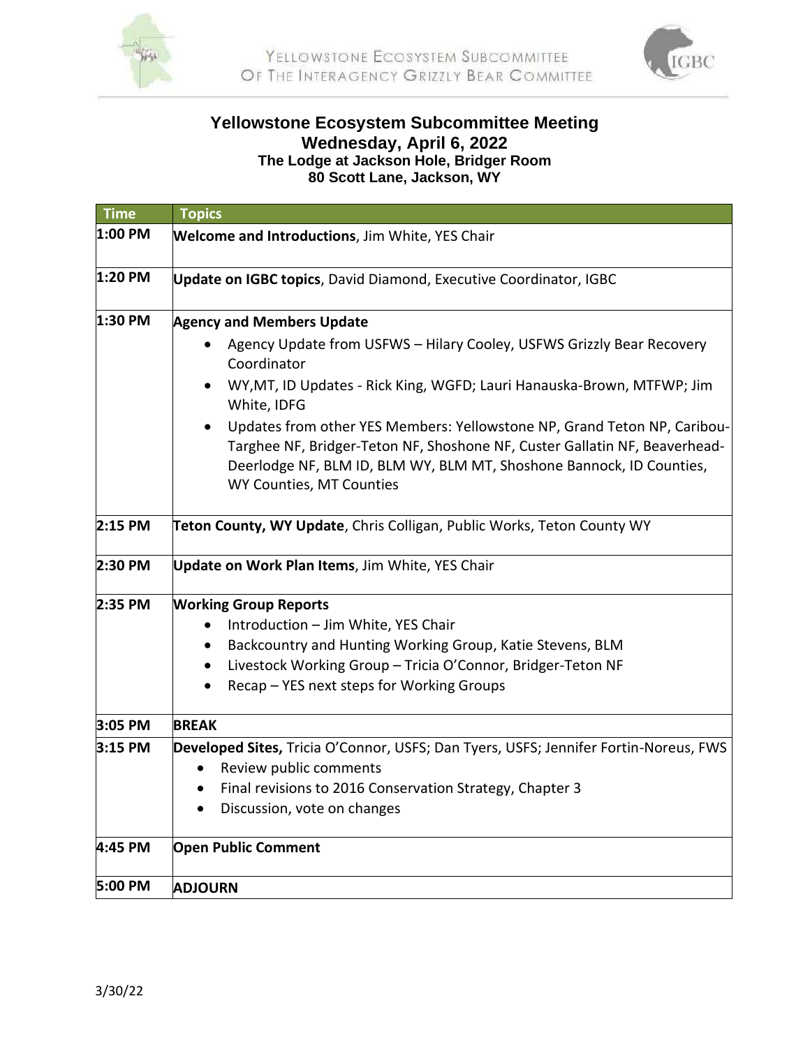Yellowstone Ecosystem Subcommittee
Of The Interagency Grizzly Bear Committee

# Yellowstone Ecosystem Subcommittee Meeting

## Wednesday, April 6, 2022

### The Lodge at Jackson Hole, Bridger Room
### 80 Scott Lane, Jackson, WY

| Time | Topics |
|---|---|
| 1:00 PM | **Welcome and Introductions**, Jim White, YES Chair |
| 1:20 PM | **Update on IGBC topics**, David Diamond, Executive Coordinator, IGBC |
| 1:30 PM | **Agency and Members Update**<br>• Agency Update from USFWS – Hilary Cooley, USFWS Grizzly Bear Recovery Coordinator<br>• WY,MT, ID Updates - Rick King, WGFD; Lauri Hanauska-Brown, MTFWP; Jim White, IDFG<br>• Updates from other YES Members: Yellowstone NP, Grand Teton NP, Caribou-Targhee NF, Bridger-Teton NF, Shoshone NF, Custer Gallatin NF, Beaverhead-Deerlodge NF, BLM ID, BLM WY, BLM MT, Shoshone Bannock, ID Counties, WY Counties, MT Counties |
| 2:15 PM | **Teton County, WY Update**, Chris Colligan, Public Works, Teton County WY |
| 2:30 PM | **Update on Work Plan Items**, Jim White, YES Chair |
| 2:35 PM | **Working Group Reports**<br>• Introduction – Jim White, YES Chair<br>• Backcountry and Hunting Working Group, Katie Stevens, BLM<br>• Livestock Working Group – Tricia O'Connor, Bridger-Teton NF<br>• Recap – YES next steps for Working Groups |
| 3:05 PM | **BREAK** |
| 3:15 PM | **Developed Sites,** Tricia O'Connor, USFS; Dan Tyers, USFS; Jennifer Fortin-Noreus, FWS<br>• Review public comments<br>• Final revisions to 2016 Conservation Strategy, Chapter 3<br>• Discussion, vote on changes |
| 4:45 PM | **Open Public Comment** |
| 5:00 PM | **ADJOURN** |

3/30/22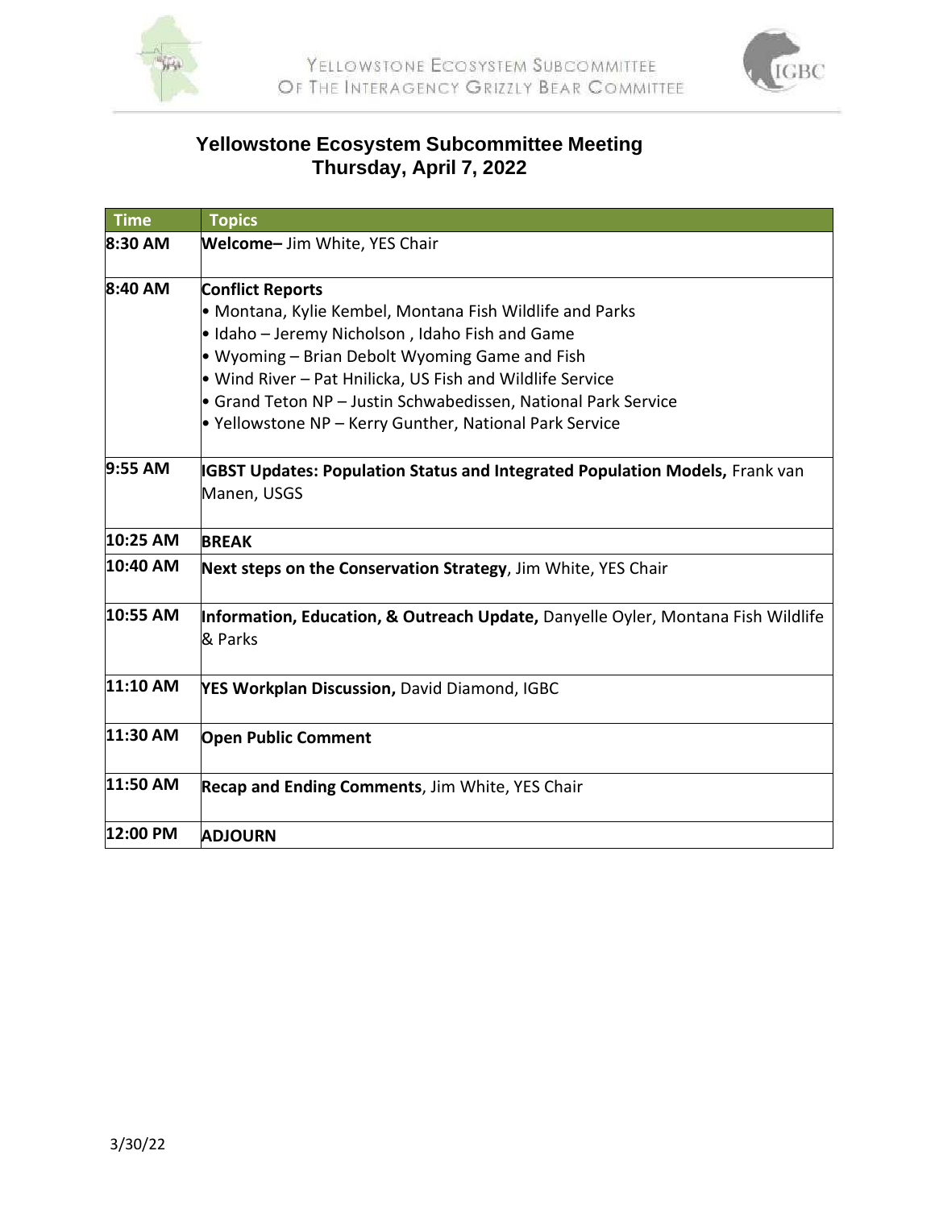# Yellowstone Ecosystem Subcommittee Meeting
## Thursday, April 7, 2022

| Time | Topics |
|---|---|
| 8:30 AM | **Welcome–** Jim White, YES Chair |
| 8:40 AM | **Conflict Reports**<br>• Montana, Kylie Kembel, Montana Fish Wildlife and Parks<br>• Idaho – Jeremy Nicholson , Idaho Fish and Game<br>• Wyoming – Brian Debolt Wyoming Game and Fish<br>• Wind River – Pat Hnilicka, US Fish and Wildlife Service<br>• Grand Teton NP – Justin Schwabedissen, National Park Service<br>• Yellowstone NP – Kerry Gunther, National Park Service |
| 9:55 AM | **IGBST Updates: Population Status and Integrated Population Models,** Frank van Manen, USGS |
| 10:25 AM | **BREAK** |
| 10:40 AM | **Next steps on the Conservation Strategy**, Jim White, YES Chair |
| 10:55 AM | **Information, Education, & Outreach Update,** Danyelle Oyler, Montana Fish Wildlife & Parks |
| 11:10 AM | **YES Workplan Discussion,** David Diamond, IGBC |
| 11:30 AM | **Open Public Comment** |
| 11:50 AM | **Recap and Ending Comments**, Jim White, YES Chair |
| 12:00 PM | **ADJOURN** |

3/30/22